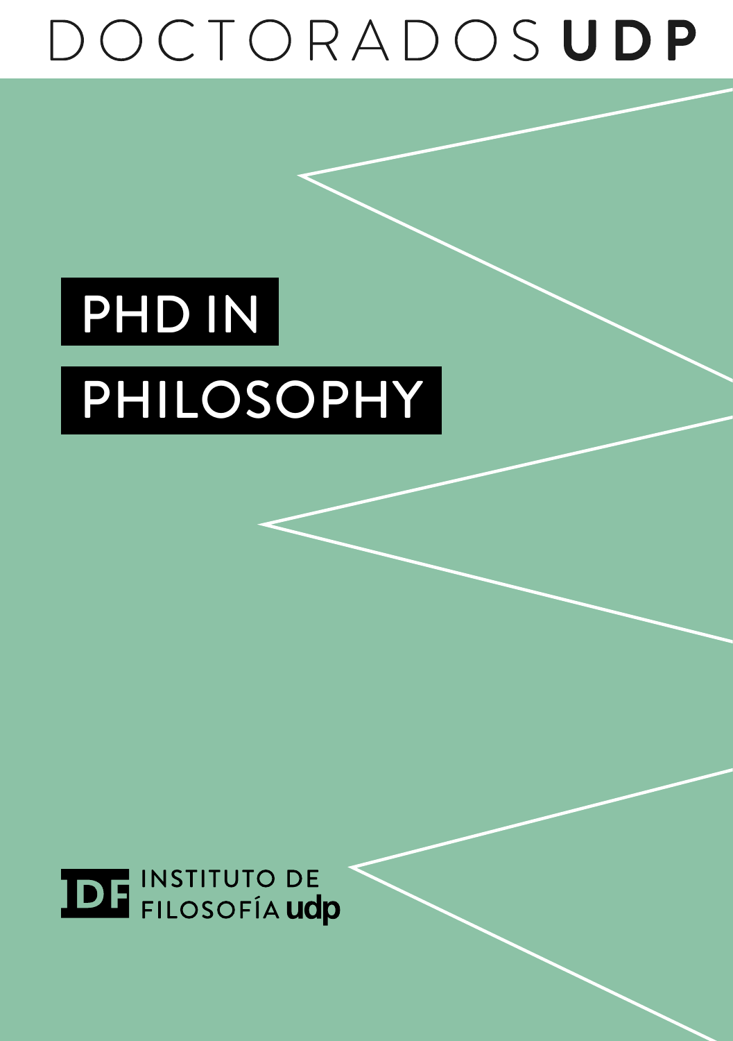DOCTORADOS **UDP**

# PHD IN PHILOSOPHY

INSTITUTO DE FILOSOFÍA **udp**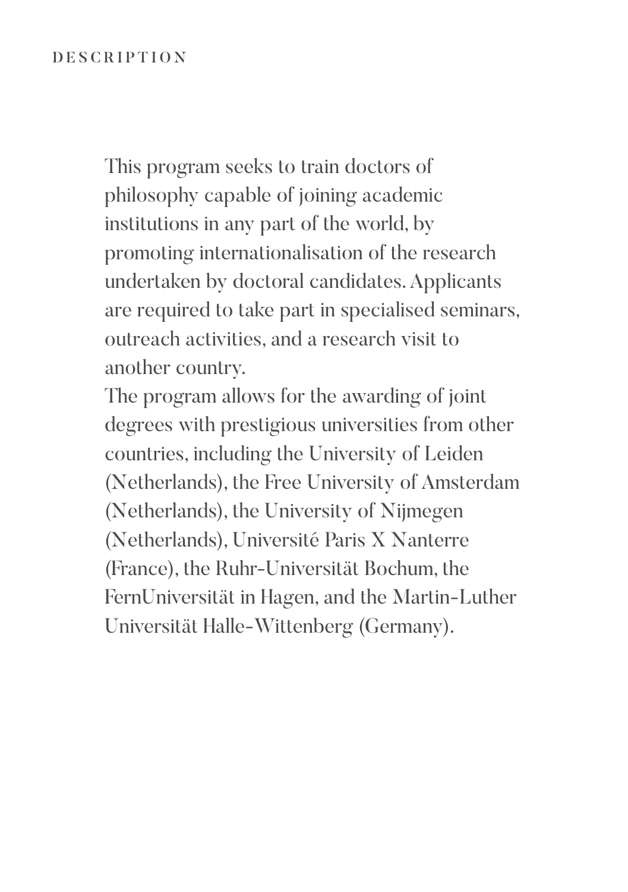## DESCRIPTION

This program seeks to train doctors of philosophy capable of joining academic institutions in any part of the world, by promoting internationalisation of the research undertaken by doctoral candidates. Applicants are required to take part in specialised seminars, outreach activities, and a research visit to another country.

The program allows for the awarding of joint degrees with prestigious universities from other countries, including the University of Leiden (Netherlands), the Free University of Amsterdam (Netherlands), the University of Nijmegen (Netherlands), Université Paris X Nanterre (France), the Ruhr-Universität Bochum, the FernUniversität in Hagen, and the Martin-Luther Universität Halle-Wittenberg (Germany).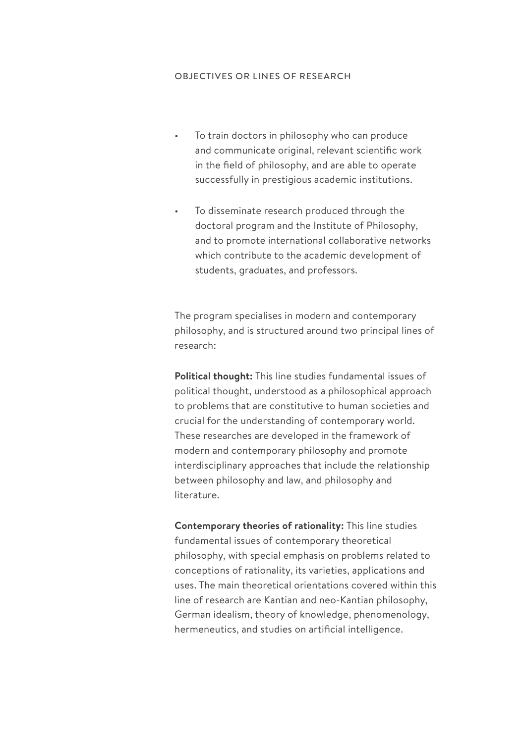## OBJECTIVES OR LINES OF RESEARCH

- To train doctors in philosophy who can produce and communicate original, relevant scientific work in the field of philosophy, and are able to operate successfully in prestigious academic institutions.
- To disseminate research produced through the doctoral program and the Institute of Philosophy, and to promote international collaborative networks which contribute to the academic development of students, graduates, and professors.

The program specialises in modern and contemporary philosophy, and is structured around two principal lines of research:

**Political thought:** This line studies fundamental issues of political thought, understood as a philosophical approach to problems that are constitutive to human societies and crucial for the understanding of contemporary world. These researches are developed in the framework of modern and contemporary philosophy and promote interdisciplinary approaches that include the relationship between philosophy and law, and philosophy and literature.

**Contemporary theories of rationality:** This line studies fundamental issues of contemporary theoretical philosophy, with special emphasis on problems related to conceptions of rationality, its varieties, applications and uses. The main theoretical orientations covered within this line of research are Kantian and neo-Kantian philosophy, German idealism, theory of knowledge, phenomenology, hermeneutics, and studies on artificial intelligence.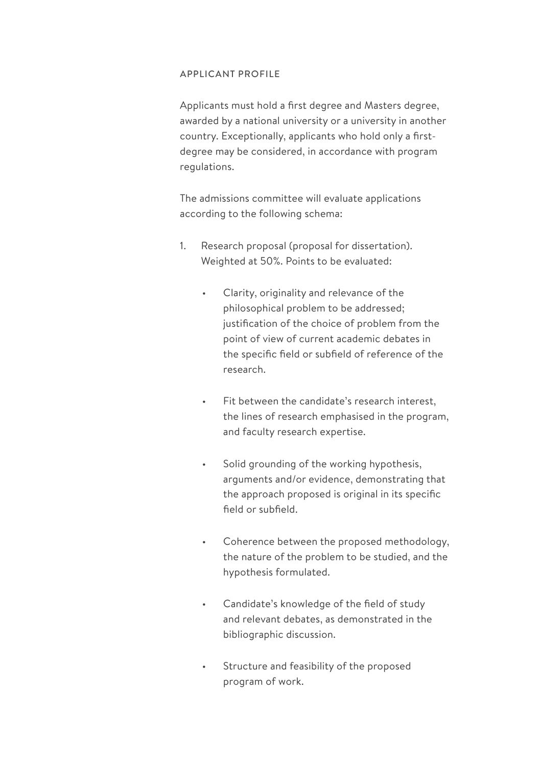## APPLICANT PROFILE

Applicants must hold a first degree and Masters degree, awarded by a national university or a university in another country. Exceptionally, applicants who hold only a first-degree may be considered, in accordance with program regulations.

The admissions committee will evaluate applications according to the following schema:

1. Research proposal (proposal for dissertation). Weighted at 50%. Points to be evaluated:

    - Clarity, originality and relevance of the philosophical problem to be addressed; justification of the choice of problem from the point of view of current academic debates in the specific field or subfield of reference of the research.

    - Fit between the candidate's research interest, the lines of research emphasised in the program, and faculty research expertise.

    - Solid grounding of the working hypothesis, arguments and/or evidence, demonstrating that the approach proposed is original in its specific field or subfield.

    - Coherence between the proposed methodology, the nature of the problem to be studied, and the hypothesis formulated.

    - Candidate's knowledge of the field of study and relevant debates, as demonstrated in the bibliographic discussion.

    - Structure and feasibility of the proposed program of work.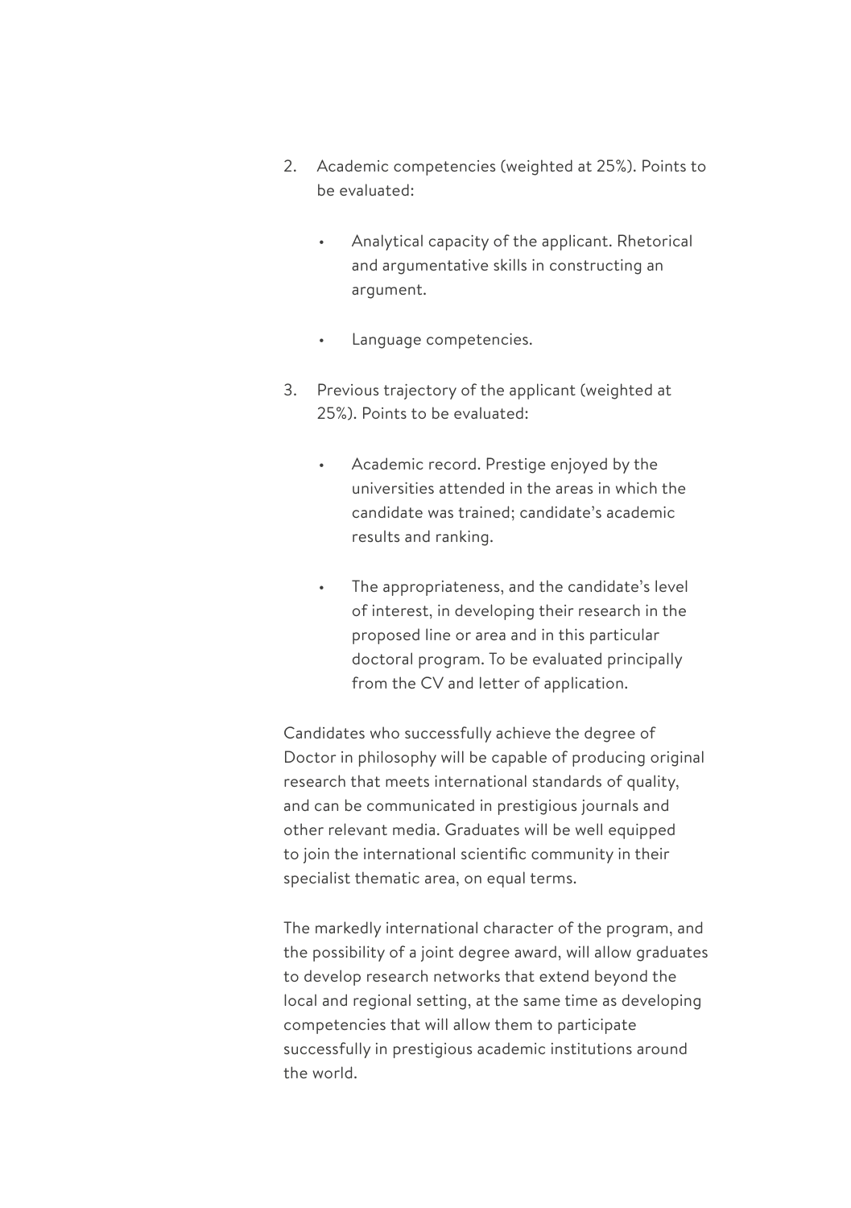2. Academic competencies (weighted at 25%). Points to be evaluated:

    - Analytical capacity of the applicant. Rhetorical and argumentative skills in constructing an argument.

    - Language competencies.

3. Previous trajectory of the applicant (weighted at 25%). Points to be evaluated:

    - Academic record. Prestige enjoyed by the universities attended in the areas in which the candidate was trained; candidate's academic results and ranking.

    - The appropriateness, and the candidate's level of interest, in developing their research in the proposed line or area and in this particular doctoral program. To be evaluated principally from the CV and letter of application.

Candidates who successfully achieve the degree of Doctor in philosophy will be capable of producing original research that meets international standards of quality, and can be communicated in prestigious journals and other relevant media. Graduates will be well equipped to join the international scientific community in their specialist thematic area, on equal terms.

The markedly international character of the program, and the possibility of a joint degree award, will allow graduates to develop research networks that extend beyond the local and regional setting, at the same time as developing competencies that will allow them to participate successfully in prestigious academic institutions around the world.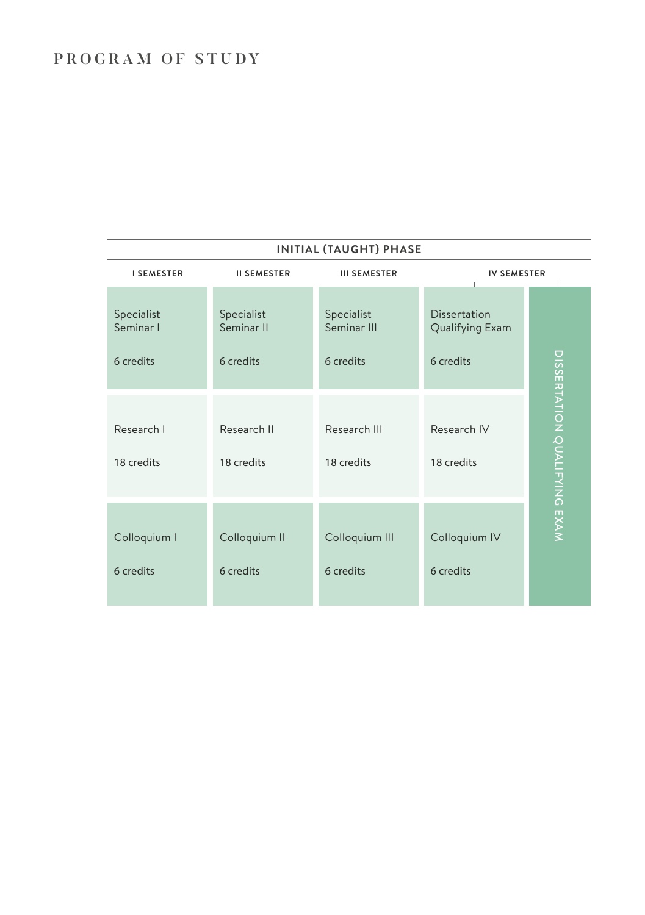# PROGRAM OF STUDY

| INITIAL (TAUGHT) PHASE | | | | |
|---|---|---|---|---|
| **I SEMESTER** | **II SEMESTER** | **III SEMESTER** | **IV SEMESTER** | |
| Specialist Seminar I<br><br>6 credits | Specialist Seminar II<br><br>6 credits | Specialist Seminar III<br><br>6 credits | Dissertation Qualifying Exam<br><br>6 credits | DISSERTATION QUALIFYING EXAM |
| Research I<br><br>18 credits | Research II<br><br>18 credits | Research III<br><br>18 credits | Research IV<br><br>18 credits | |
| Colloquium I<br><br>6 credits | Colloquium II<br><br>6 credits | Colloquium III<br><br>6 credits | Colloquium IV<br><br>6 credits | |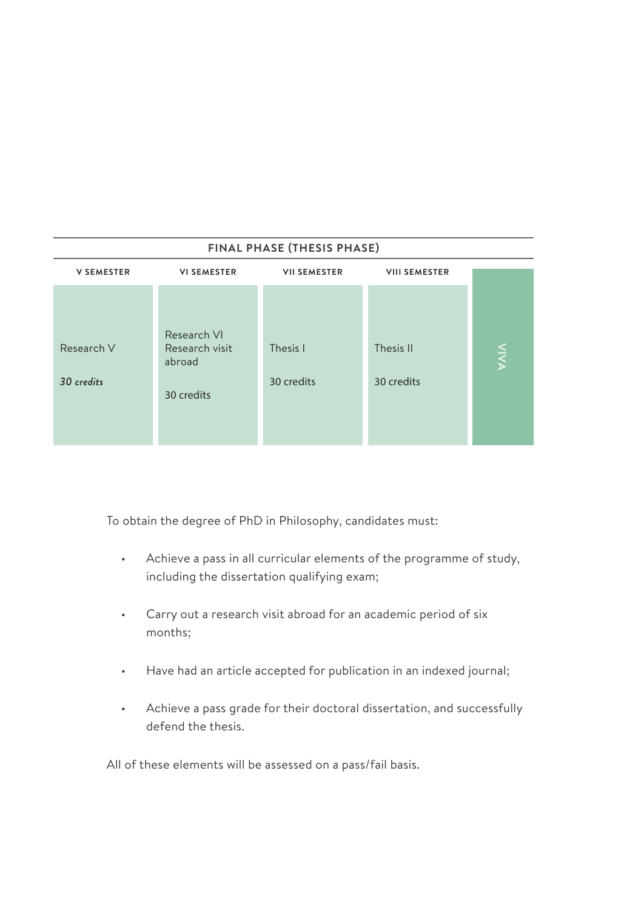| FINAL PHASE (THESIS PHASE) | | | | |
|---|---|---|---|---|
| **V SEMESTER** | **VI SEMESTER** | **VII SEMESTER** | **VIII SEMESTER** | |
| Research V<br><br>***30 credits*** | Research VI<br>Research visit abroad<br><br>30 credits | Thesis I<br><br>30 credits | Thesis II<br><br>30 credits | VIVA |

To obtain the degree of PhD in Philosophy, candidates must:

- Achieve a pass in all curricular elements of the programme of study, including the dissertation qualifying exam;
- Carry out a research visit abroad for an academic period of six months;
- Have had an article accepted for publication in an indexed journal;
- Achieve a pass grade for their doctoral dissertation, and successfully defend the thesis.

All of these elements will be assessed on a pass/fail basis.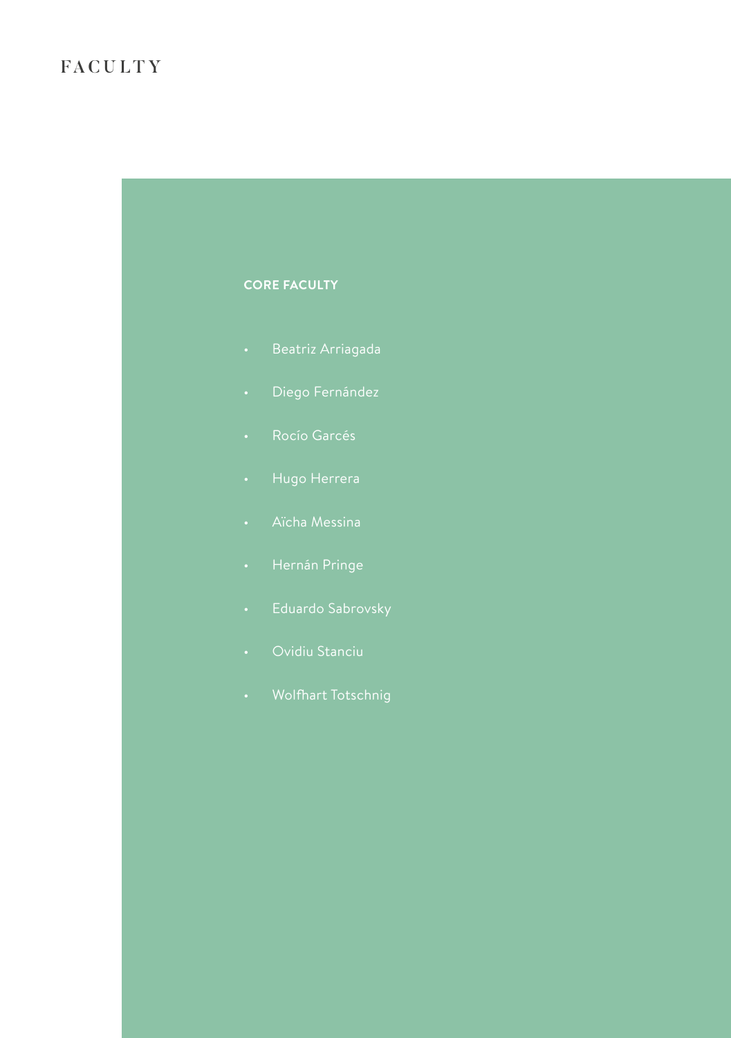# FACULTY

## CORE FACULTY

- Beatriz Arriagada
- Diego Fernández
- Rocío Garcés
- Hugo Herrera
- Aïcha Messina
- Hernán Pringe
- Eduardo Sabrovsky
- Ovidiu Stanciu
- Wolfhart Totschnig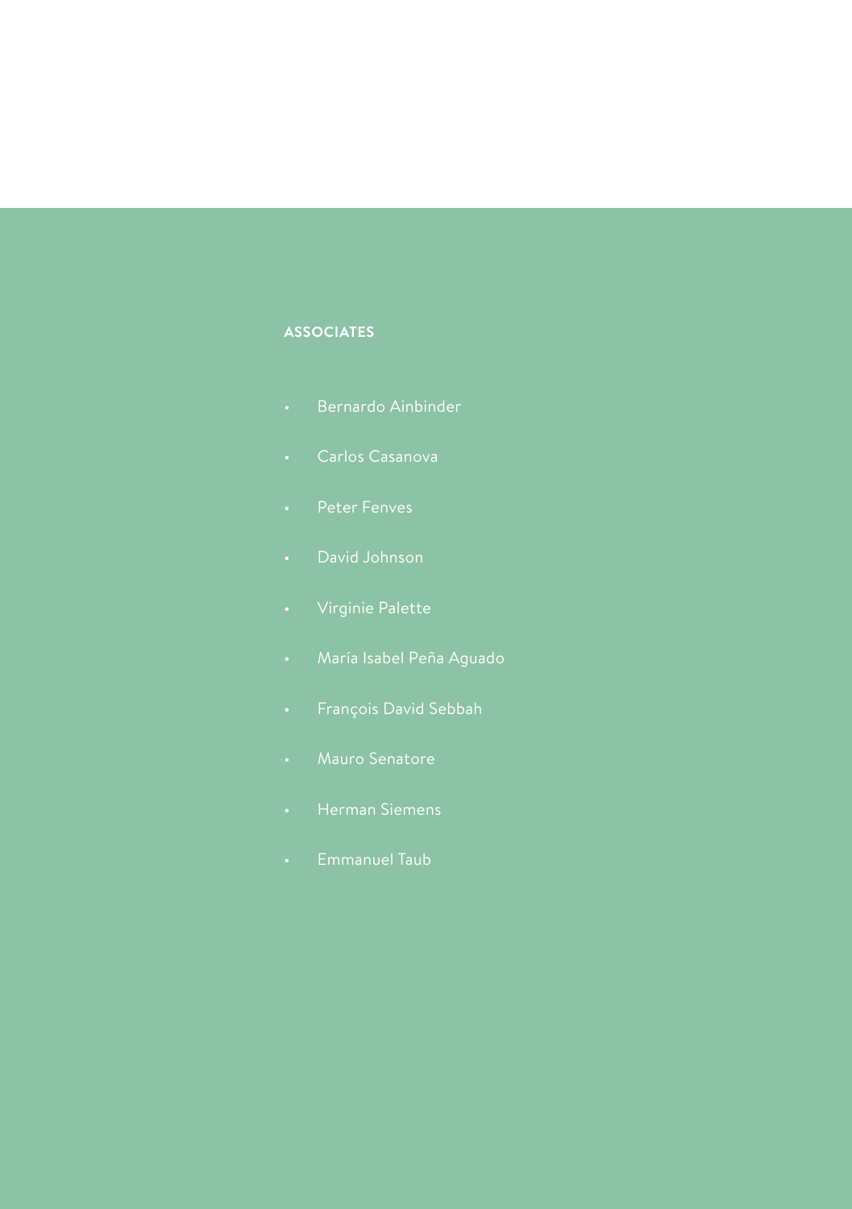## ASSOCIATES

- Bernardo Ainbinder
- Carlos Casanova
- Peter Fenves
- David Johnson
- Virginie Palette
- María Isabel Peña Aguado
- François David Sebbah
- Mauro Senatore
- Herman Siemens
- Emmanuel Taub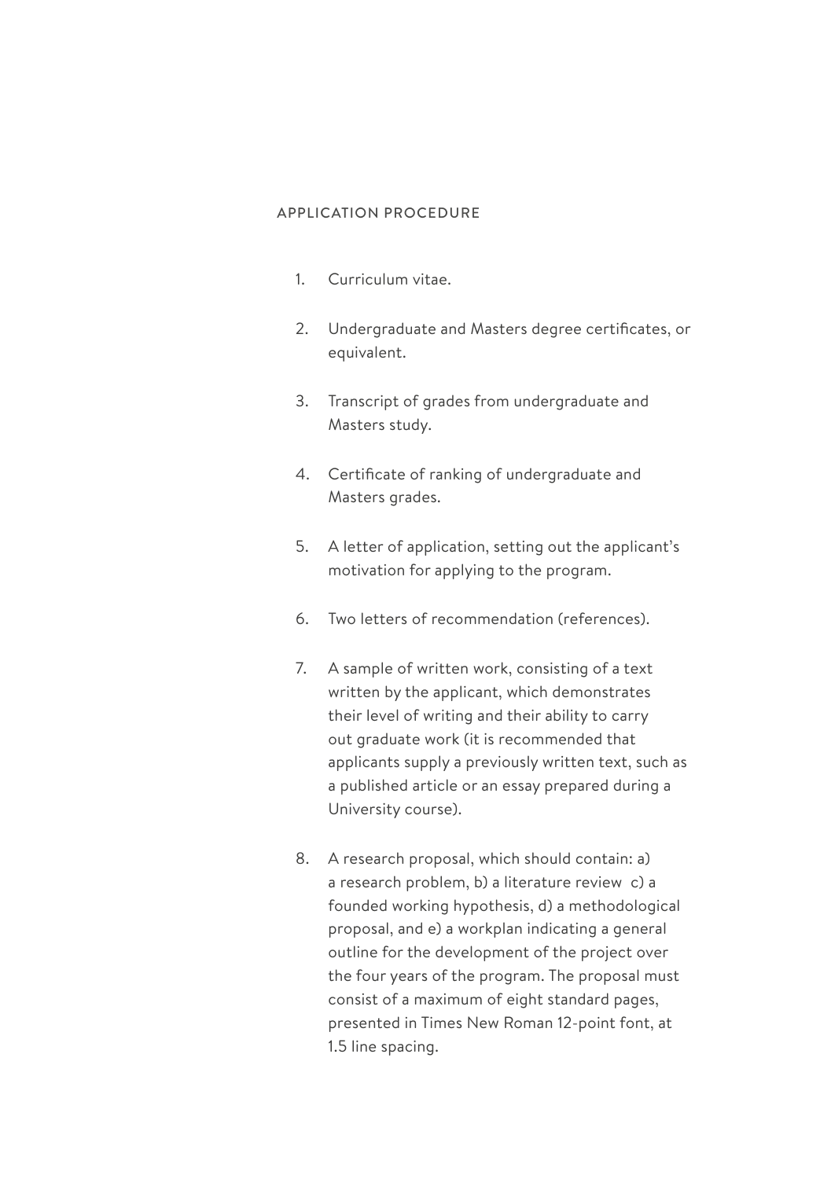## APPLICATION PROCEDURE

1. Curriculum vitae.

2. Undergraduate and Masters degree certificates, or equivalent.

3. Transcript of grades from undergraduate and Masters study.

4. Certificate of ranking of undergraduate and Masters grades.

5. A letter of application, setting out the applicant's motivation for applying to the program.

6. Two letters of recommendation (references).

7. A sample of written work, consisting of a text written by the applicant, which demonstrates their level of writing and their ability to carry out graduate work (it is recommended that applicants supply a previously written text, such as a published article or an essay prepared during a University course).

8. A research proposal, which should contain: a) a research problem, b) a literature review c) a founded working hypothesis, d) a methodological proposal, and e) a workplan indicating a general outline for the development of the project over the four years of the program. The proposal must consist of a maximum of eight standard pages, presented in Times New Roman 12-point font, at 1.5 line spacing.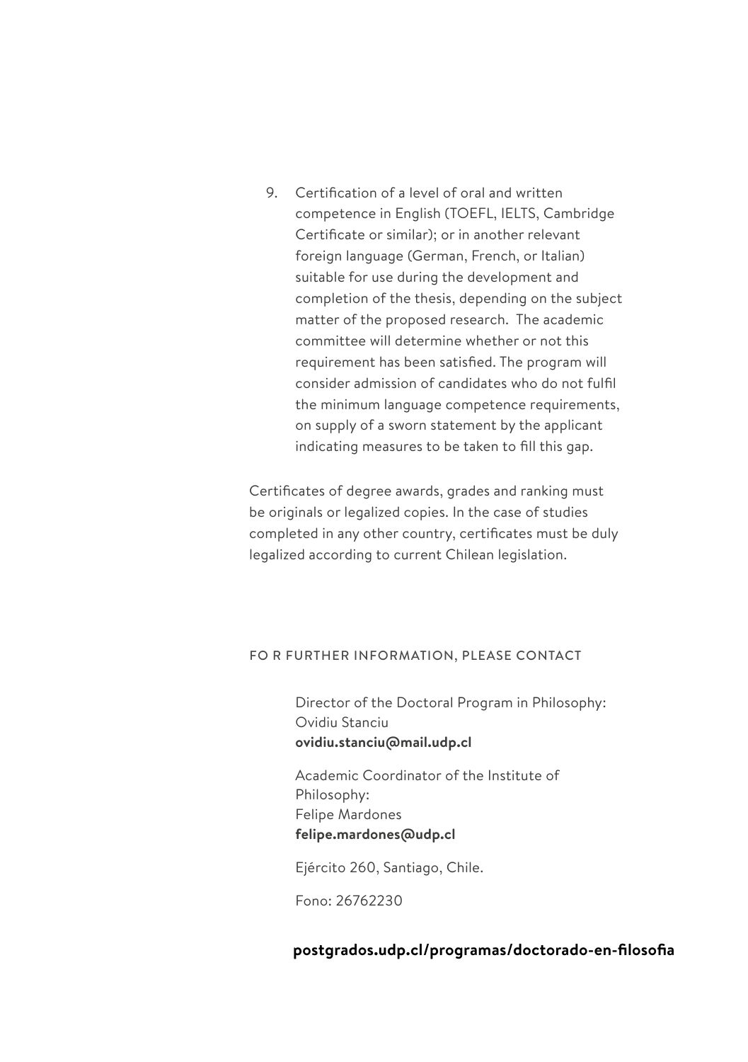9. Certification of a level of oral and written competence in English (TOEFL, IELTS, Cambridge Certificate or similar); or in another relevant foreign language (German, French, or Italian) suitable for use during the development and completion of the thesis, depending on the subject matter of the proposed research. The academic committee will determine whether or not this requirement has been satisfied. The program will consider admission of candidates who do not fulfil the minimum language competence requirements, on supply of a sworn statement by the applicant indicating measures to be taken to fill this gap.

Certificates of degree awards, grades and ranking must be originals or legalized copies. In the case of studies completed in any other country, certificates must be duly legalized according to current Chilean legislation.

## FO R FURTHER INFORMATION, PLEASE CONTACT

Director of the Doctoral Program in Philosophy:
Ovidiu Stanciu
**ovidiu.stanciu@mail.udp.cl**

Academic Coordinator of the Institute of Philosophy:
Felipe Mardones
**felipe.mardones@udp.cl**

Ejército 260, Santiago, Chile.

Fono: 26762230

**postgrados.udp.cl/programas/doctorado-en-filosofia**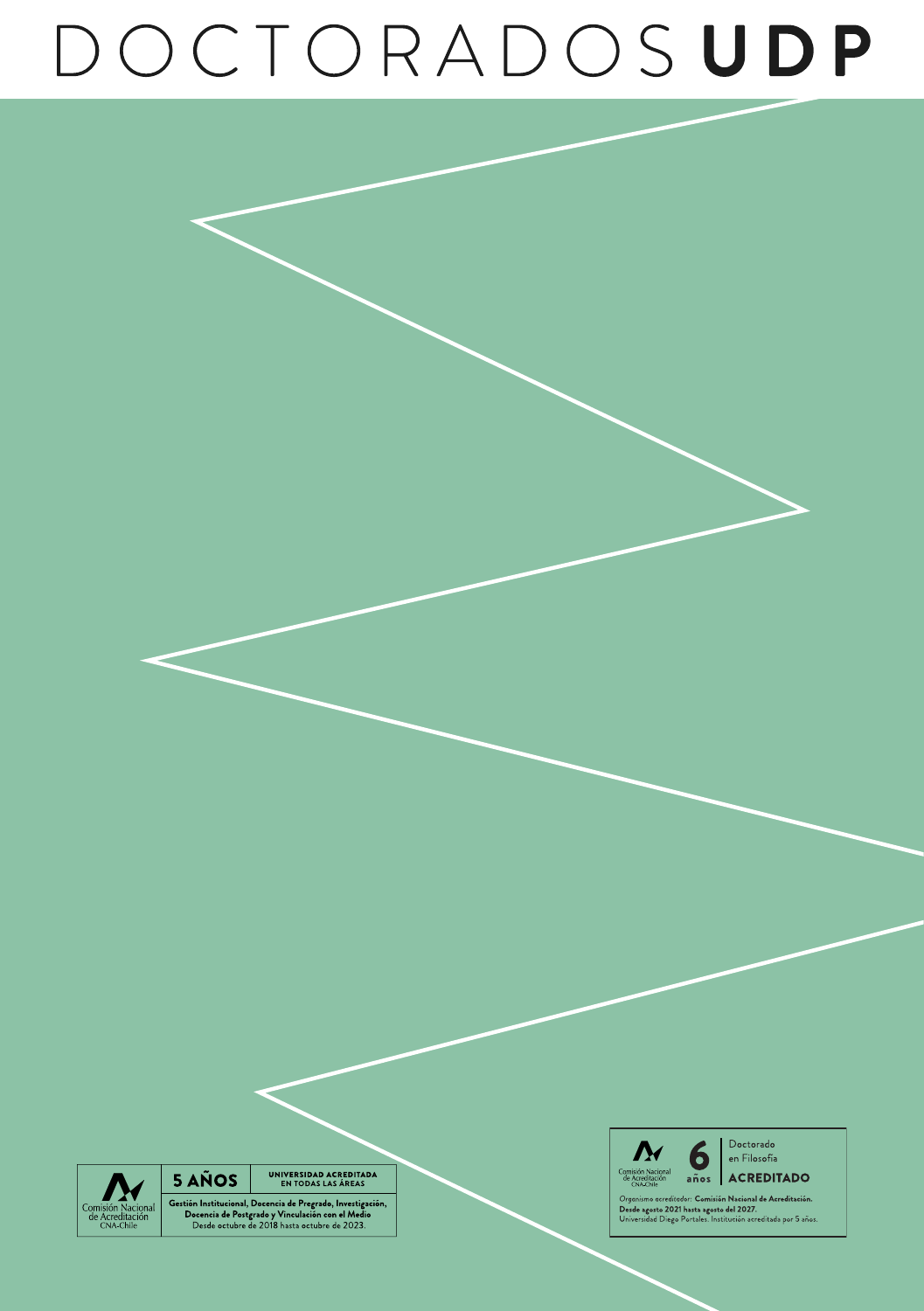# DOCTORADOS **UDP**

Comisión Nacional de Acreditación
CNA-Chile

**5 AÑOS**

**UNIVERSIDAD ACREDITADA EN TODAS LAS ÁREAS**

**Gestión Institucional, Docencia de Pregrado, Investigación, Docencia de Postgrado y Vinculación con el Medio**
Desde octubre de 2018 hasta octubre de 2023.

Comisión Nacional de Acreditación
CNA-Chile

**6** años

Doctorado
en Filosofía
**ACREDITADO**

Organismo acreditador: **Comisión Nacional de Acreditación.**
**Desde agosto 2021 hasta agosto del 2027.**
Universidad Diego Portales. Institución acreditada por 5 años.